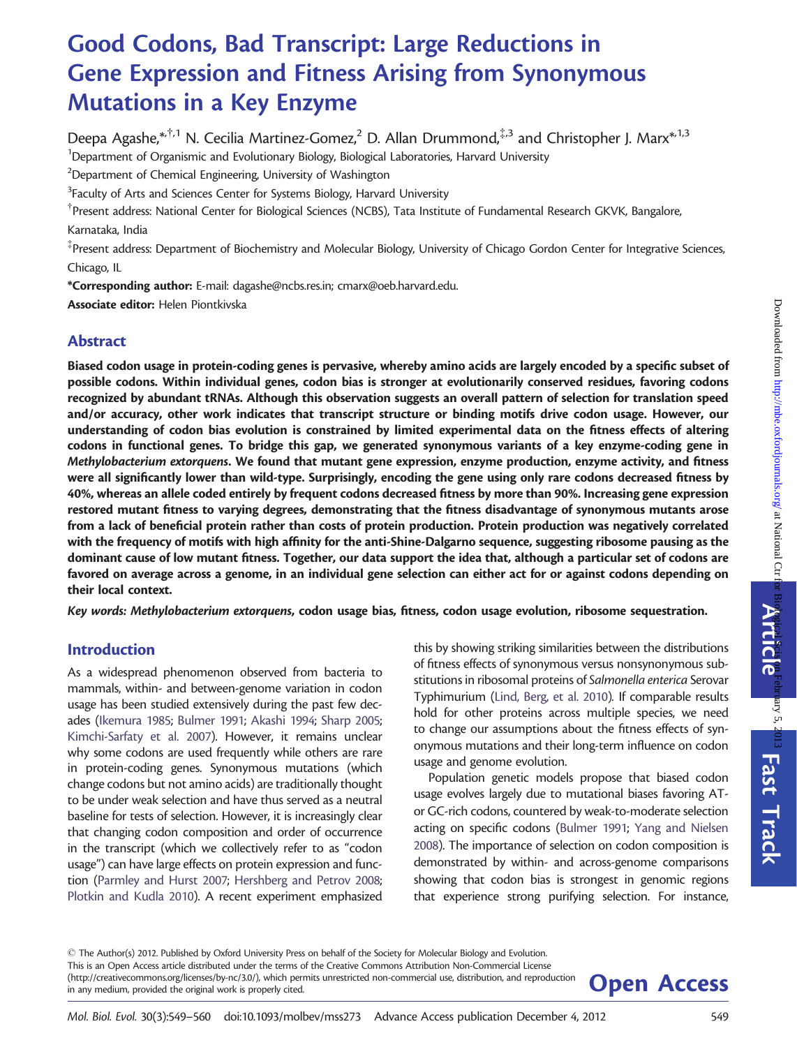# Good Codons, Bad Transcript: Large Reductions in Gene Expression and Fitness Arising from Synonymous Mutations in a Key Enzyme

Deepa Agashe,*[†,1] N. Cecilia Martinez-Gomez,[2] D. Allan Drummond,[‡,3] and Christopher J. Marx*[,1,3]

[1]Department of Organismic and Evolutionary Biology, Biological Laboratories, Harvard University

[2]Department of Chemical Engineering, University of Washington

[3]Faculty of Arts and Sciences Center for Systems Biology, Harvard University

[†]Present address: National Center for Biological Sciences (NCBS), Tata Institute of Fundamental Research GKVK, Bangalore, Karnataka, India

[‡]Present address: Department of Biochemistry and Molecular Biology, University of Chicago Gordon Center for Integrative Sciences, Chicago, IL

**\*Corresponding author:** E-mail: dagashe@ncbs.res.in; cmarx@oeb.harvard.edu.

**Associate editor:** Helen Piontkivska

## Abstract

**Biased codon usage in protein-coding genes is pervasive, whereby amino acids are largely encoded by a specific subset of possible codons. Within individual genes, codon bias is stronger at evolutionarily conserved residues, favoring codons recognized by abundant tRNAs. Although this observation suggests an overall pattern of selection for translation speed and/or accuracy, other work indicates that transcript structure or binding motifs drive codon usage. However, our understanding of codon bias evolution is constrained by limited experimental data on the fitness effects of altering codons in functional genes. To bridge this gap, we generated synonymous variants of a key enzyme-coding gene in *Methylobacterium extorquens*. We found that mutant gene expression, enzyme production, enzyme activity, and fitness were all significantly lower than wild-type. Surprisingly, encoding the gene using only rare codons decreased fitness by 40%, whereas an allele coded entirely by frequent codons decreased fitness by more than 90%. Increasing gene expression restored mutant fitness to varying degrees, demonstrating that the fitness disadvantage of synonymous mutants arose from a lack of beneficial protein rather than costs of protein production. Protein production was negatively correlated with the frequency of motifs with high affinity for the anti-Shine-Dalgarno sequence, suggesting ribosome pausing as the dominant cause of low mutant fitness. Together, our data support the idea that, although a particular set of codons are favored on average across a genome, in an individual gene selection can either act for or against codons depending on their local context.**

***Key words:*** ***Methylobacterium extorquens*, codon usage bias, fitness, codon usage evolution, ribosome sequestration.**

## Introduction

As a widespread phenomenon observed from bacteria to mammals, within- and between-genome variation in codon usage has been studied extensively during the past few decades (Ikemura 1985; Bulmer 1991; Akashi 1994; Sharp 2005; Kimchi-Sarfaty et al. 2007). However, it remains unclear why some codons are used frequently while others are rare in protein-coding genes. Synonymous mutations (which change codons but not amino acids) are traditionally thought to be under weak selection and have thus served as a neutral baseline for tests of selection. However, it is increasingly clear that changing codon composition and order of occurrence in the transcript (which we collectively refer to as "codon usage") can have large effects on protein expression and function (Parmley and Hurst 2007; Hershberg and Petrov 2008; Plotkin and Kudla 2010). A recent experiment emphasized this by showing striking similarities between the distributions of fitness effects of synonymous versus nonsynonymous substitutions in ribosomal proteins of *Salmonella enterica* Serovar Typhimurium (Lind, Berg, et al. 2010). If comparable results hold for other proteins across multiple species, we need to change our assumptions about the fitness effects of synonymous mutations and their long-term influence on codon usage and genome evolution.

Population genetic models propose that biased codon usage evolves largely due to mutational biases favoring AT- or GC-rich codons, countered by weak-to-moderate selection acting on specific codons (Bulmer 1991; Yang and Nielsen 2008). The importance of selection on codon composition is demonstrated by within- and across-genome comparisons showing that codon bias is strongest in genomic regions that experience strong purifying selection. For instance,

© The Author(s) 2012. Published by Oxford University Press on behalf of the Society for Molecular Biology and Evolution. This is an Open Access article distributed under the terms of the Creative Commons Attribution Non-Commercial License (http://creativecommons.org/licenses/by-nc/3.0/), which permits unrestricted non-commercial use, distribution, and reproduction in any medium, provided the original work is properly cited.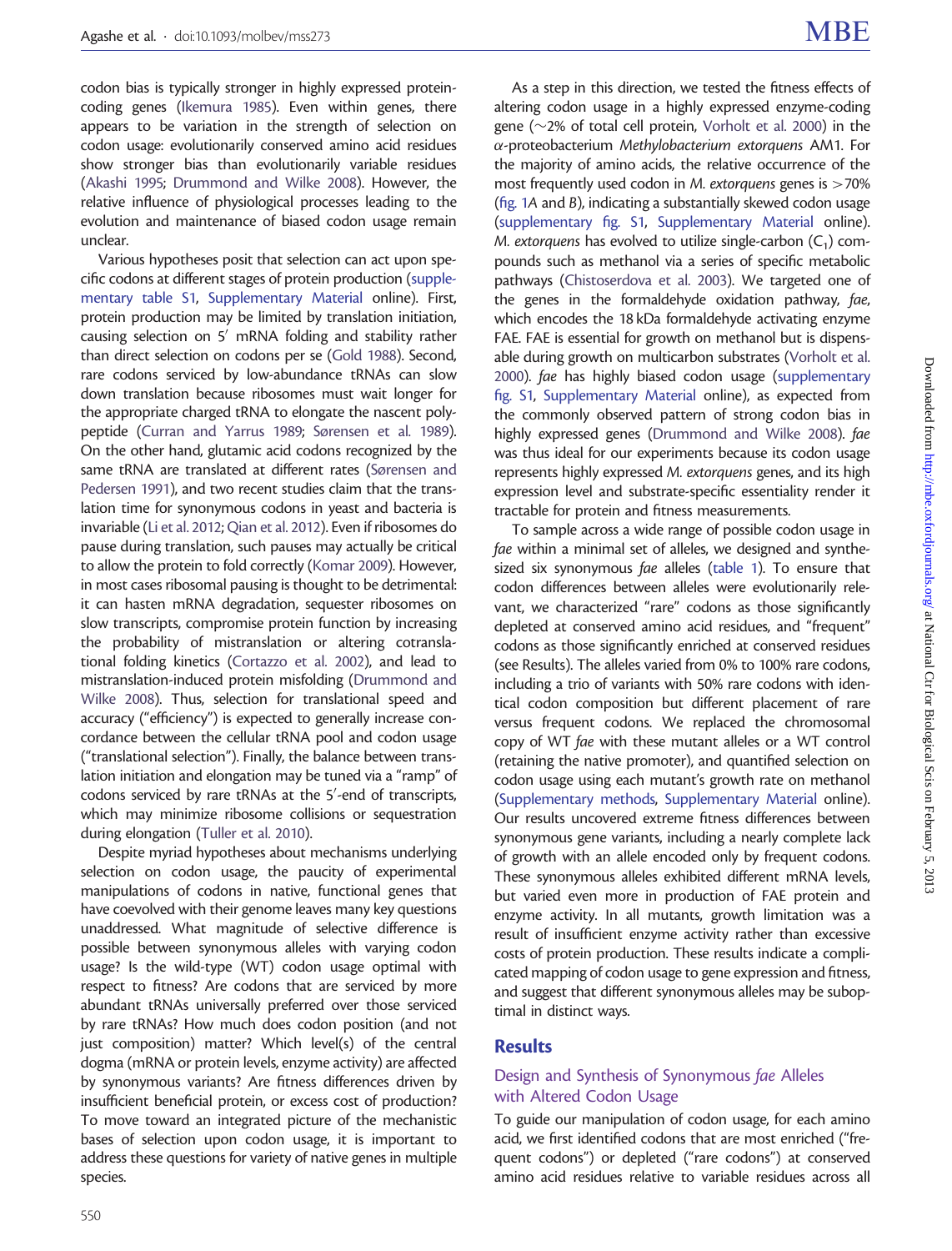codon bias is typically stronger in highly expressed protein-coding genes (Ikemura 1985). Even within genes, there appears to be variation in the strength of selection on codon usage: evolutionarily conserved amino acid residues show stronger bias than evolutionarily variable residues (Akashi 1995; Drummond and Wilke 2008). However, the relative influence of physiological processes leading to the evolution and maintenance of biased codon usage remain unclear.

Various hypotheses posit that selection can act upon specific codons at different stages of protein production (supplementary table S1, Supplementary Material online). First, protein production may be limited by translation initiation, causing selection on 5′ mRNA folding and stability rather than direct selection on codons per se (Gold 1988). Second, rare codons serviced by low-abundance tRNAs can slow down translation because ribosomes must wait longer for the appropriate charged tRNA to elongate the nascent polypeptide (Curran and Yarrus 1989; Sørensen et al. 1989). On the other hand, glutamic acid codons recognized by the same tRNA are translated at different rates (Sørensen and Pedersen 1991), and two recent studies claim that the translation time for synonymous codons in yeast and bacteria is invariable (Li et al. 2012; Qian et al. 2012). Even if ribosomes do pause during translation, such pauses may actually be critical to allow the protein to fold correctly (Komar 2009). However, in most cases ribosomal pausing is thought to be detrimental: it can hasten mRNA degradation, sequester ribosomes on slow transcripts, compromise protein function by increasing the probability of mistranslation or altering cotranslational folding kinetics (Cortazzo et al. 2002), and lead to mistranslation-induced protein misfolding (Drummond and Wilke 2008). Thus, selection for translational speed and accuracy ("efficiency") is expected to generally increase concordance between the cellular tRNA pool and codon usage ("translational selection"). Finally, the balance between translation initiation and elongation may be tuned via a "ramp" of codons serviced by rare tRNAs at the 5′-end of transcripts, which may minimize ribosome collisions or sequestration during elongation (Tuller et al. 2010).

Despite myriad hypotheses about mechanisms underlying selection on codon usage, the paucity of experimental manipulations of codons in native, functional genes that have coevolved with their genome leaves many key questions unaddressed. What magnitude of selective difference is possible between synonymous alleles with varying codon usage? Is the wild-type (WT) codon usage optimal with respect to fitness? Are codons that are serviced by more abundant tRNAs universally preferred over those serviced by rare tRNAs? How much does codon position (and not just composition) matter? Which level(s) of the central dogma (mRNA or protein levels, enzyme activity) are affected by synonymous variants? Are fitness differences driven by insufficient beneficial protein, or excess cost of production? To move toward an integrated picture of the mechanistic bases of selection upon codon usage, it is important to address these questions for variety of native genes in multiple species.

As a step in this direction, we tested the fitness effects of altering codon usage in a highly expressed enzyme-coding gene (~2% of total cell protein, Vorholt et al. 2000) in the α-proteobacterium *Methylobacterium extorquens* AM1. For the majority of amino acids, the relative occurrence of the most frequently used codon in *M. extorquens* genes is >70% (fig. 1A and B), indicating a substantially skewed codon usage (supplementary fig. S1, Supplementary Material online). *M. extorquens* has evolved to utilize single-carbon ($C_1$) compounds such as methanol via a series of specific metabolic pathways (Chistoserdova et al. 2003). We targeted one of the genes in the formaldehyde oxidation pathway, *fae*, which encodes the 18 kDa formaldehyde activating enzyme FAE. FAE is essential for growth on methanol but is dispensable during growth on multicarbon substrates (Vorholt et al. 2000). *fae* has highly biased codon usage (supplementary fig. S1, Supplementary Material online), as expected from the commonly observed pattern of strong codon bias in highly expressed genes (Drummond and Wilke 2008). *fae* was thus ideal for our experiments because its codon usage represents highly expressed *M. extorquens* genes, and its high expression level and substrate-specific essentiality render it tractable for protein and fitness measurements.

To sample across a wide range of possible codon usage in *fae* within a minimal set of alleles, we designed and synthesized six synonymous *fae* alleles (table 1). To ensure that codon differences between alleles were evolutionarily relevant, we characterized "rare" codons as those significantly depleted at conserved amino acid residues, and "frequent" codons as those significantly enriched at conserved residues (see Results). The alleles varied from 0% to 100% rare codons, including a trio of variants with 50% rare codons with identical codon composition but different placement of rare versus frequent codons. We replaced the chromosomal copy of WT *fae* with these mutant alleles or a WT control (retaining the native promoter), and quantified selection on codon usage using each mutant's growth rate on methanol (Supplementary methods, Supplementary Material online). Our results uncovered extreme fitness differences between synonymous gene variants, including a nearly complete lack of growth with an allele encoded only by frequent codons. These synonymous alleles exhibited different mRNA levels, but varied even more in production of FAE protein and enzyme activity. In all mutants, growth limitation was a result of insufficient enzyme activity rather than excessive costs of protein production. These results indicate a complicated mapping of codon usage to gene expression and fitness, and suggest that different synonymous alleles may be suboptimal in distinct ways.

## Results

### Design and Synthesis of Synonymous *fae* Alleles with Altered Codon Usage

To guide our manipulation of codon usage, for each amino acid, we first identified codons that are most enriched ("frequent codons") or depleted ("rare codons") at conserved amino acid residues relative to variable residues across all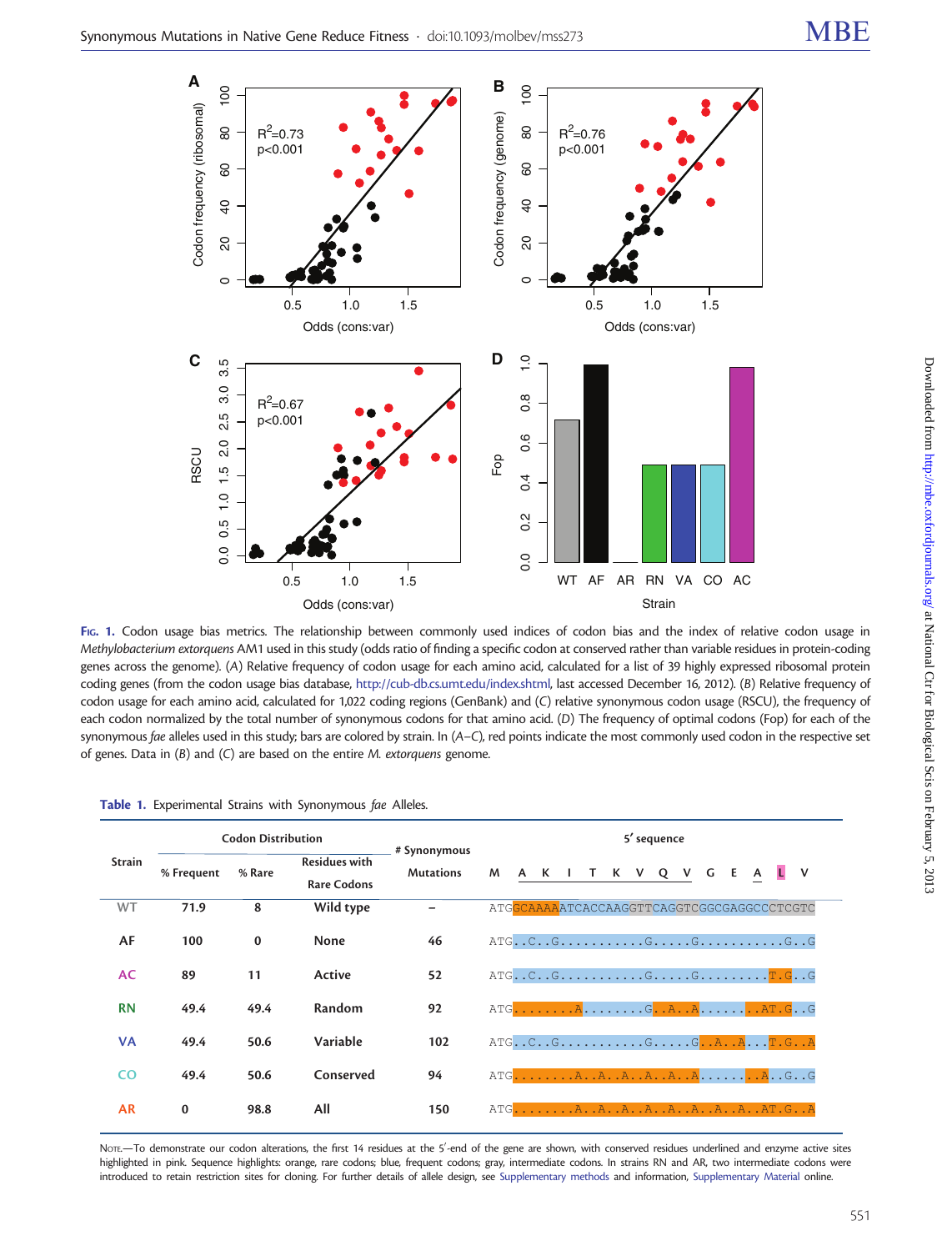**Fig. 1.** Codon usage bias metrics. The relationship between commonly used indices of codon bias and the index of relative codon usage in *Methylobacterium extorquens* AM1 used in this study (odds ratio of finding a specific codon at conserved rather than variable residues in protein-coding genes across the genome). (*A*) Relative frequency of codon usage for each amino acid, calculated for a list of 39 highly expressed ribosomal protein coding genes (from the codon usage bias database, http://cub-db.cs.umt.edu/index.shtml, last accessed December 16, 2012). (*B*) Relative frequency of codon usage for each amino acid, calculated for 1,022 coding regions (GenBank) and (*C*) relative synonymous codon usage (RSCU), the frequency of each codon normalized by the total number of synonymous codons for that amino acid. (*D*) The frequency of optimal codons (Fop) for each of the synonymous *fae* alleles used in this study; bars are colored by strain. In (*A*–*C*), red points indicate the most commonly used codon in the respective set of genes. Data in (*B*) and (*C*) are based on the entire *M. extorquens* genome.

**Table 1.** Experimental Strains with Synonymous *fae* Alleles.

| Strain | Codon Distribution | | | # Synonymous Mutations | 5′ sequence |
|---|---|---|---|---|---|
| | % Frequent | % Rare | Residues with Rare Codons | | M A K I T K V Q V G E A L V |
| WT | 71.9 | 8 | Wild type | – | ATGGCAAAAATCACCAAGGTTCAGGTCGGCGAGGCCCTCGTC |
| AF | 100 | 0 | None | 46 | ATG..C..G...........G.....G...........G..G |
| AC | 89 | 11 | Active | 52 | ATG..C..G...........G.....G.........T.G..G |
| RN | 49.4 | 49.4 | Random | 92 | ATG........A........G..A..A.......AT.G..G |
| VA | 49.4 | 50.6 | Variable | 102 | ATG..C..G...........G..A..A...T.G..A |
| CO | 49.4 | 50.6 | Conserved | 94 | ATG........A..A..A..A..A..A.......A..G..G |
| AR | 0 | 98.8 | All | 150 | ATG........A..A..A..A..A..A..A..A..AT.G..A |

Note.—To demonstrate our codon alterations, the first 14 residues at the 5′-end of the gene are shown, with conserved residues underlined and enzyme active sites highlighted in pink. Sequence highlights: orange, rare codons; blue, frequent codons; gray, intermediate codons. In strains RN and AR, two intermediate codons were introduced to retain restriction sites for cloning. For further details of allele design, see Supplementary methods and information, Supplementary Material online.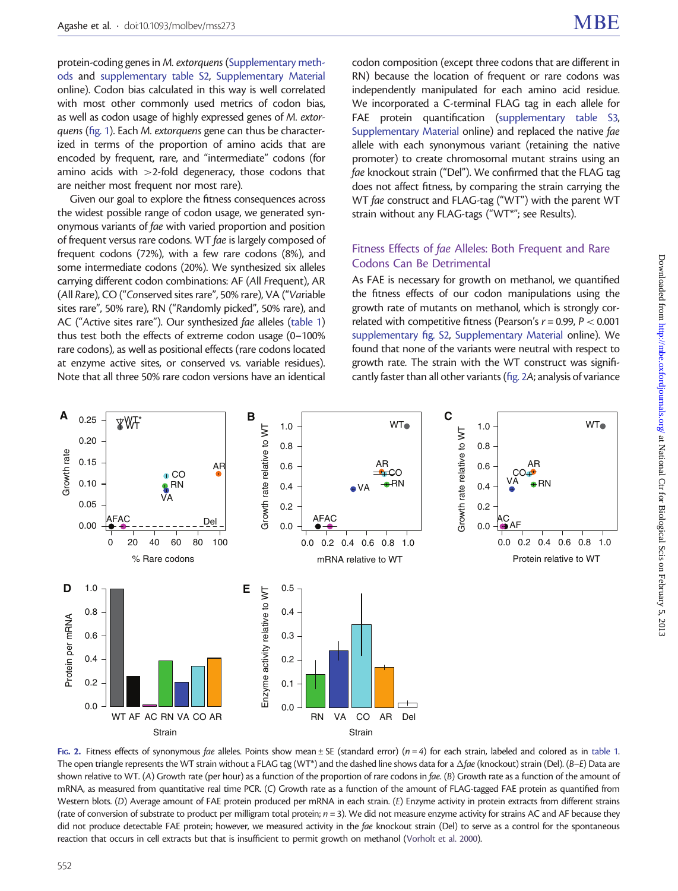protein-coding genes in *M. extorquens* (Supplementary methods and supplementary table S2, Supplementary Material online). Codon bias calculated in this way is well correlated with most other commonly used metrics of codon bias, as well as codon usage of highly expressed genes of *M. extorquens* (fig. 1). Each *M. extorquens* gene can thus be characterized in terms of the proportion of amino acids that are encoded by frequent, rare, and "intermediate" codons (for amino acids with >2-fold degeneracy, those codons that are neither most frequent nor most rare).

Given our goal to explore the fitness consequences across the widest possible range of codon usage, we generated synonymous variants of *fae* with varied proportion and position of frequent versus rare codons. WT *fae* is largely composed of frequent codons (72%), with a few rare codons (8%), and some intermediate codons (20%). We synthesized six alleles carrying different codon combinations: AF (*A*ll *F*requent), AR (*A*ll *R*are), CO ("*Co*nserved sites rare", 50% rare), VA ("*Va*riable sites rare", 50% rare), RN ("*R*a*n*domly picked", 50% rare), and AC ("*Ac*tive sites rare"). Our synthesized *fae* alleles (table 1) thus test both the effects of extreme codon usage (0–100% rare codons), as well as positional effects (rare codons located at enzyme active sites, or conserved vs. variable residues). Note that all three 50% rare codon versions have an identical codon composition (except three codons that are different in RN) because the location of frequent or rare codons was independently manipulated for each amino acid residue. We incorporated a C-terminal FLAG tag in each allele for FAE protein quantification (supplementary table S3, Supplementary Material online) and replaced the native *fae* allele with each synonymous variant (retaining the native promoter) to create chromosomal mutant strains using an *fae* knockout strain ("Del"). We confirmed that the FLAG tag does not affect fitness, by comparing the strain carrying the WT *fae* construct and FLAG-tag ("WT") with the parent WT strain without any FLAG-tags ("WT*"; see Results).

## Fitness Effects of *fae* Alleles: Both Frequent and Rare Codons Can Be Detrimental

As FAE is necessary for growth on methanol, we quantified the fitness effects of our codon manipulations using the growth rate of mutants on methanol, which is strongly correlated with competitive fitness (Pearson's $r = 0.99$, $P < 0.001$ supplementary fig. S2, Supplementary Material online). We found that none of the variants were neutral with respect to growth rate. The strain with the WT construct was significantly faster than all other variants (fig. 2*A*; analysis of variance

Fig. 2. Fitness effects of synonymous *fae* alleles. Points show mean ± SE (standard error) ($n = 4$) for each strain, labeled and colored as in table 1. The open triangle represents the WT strain without a FLAG tag (WT*) and the dashed line shows data for a Δ*fae* (knockout) strain (Del). (*B*–*E*) Data are shown relative to WT. (*A*) Growth rate (per hour) as a function of the proportion of rare codons in *fae*. (*B*) Growth rate as a function of the amount of mRNA, as measured from quantitative real time PCR. (*C*) Growth rate as a function of the amount of FLAG-tagged FAE protein as quantified from Western blots. (*D*) Average amount of FAE protein produced per mRNA in each strain. (*E*) Enzyme activity in protein extracts from different strains (rate of conversion of substrate to product per milligram total protein; $n = 3$). We did not measure enzyme activity for strains AC and AF because they did not produce detectable FAE protein; however, we measured activity in the *fae* knockout strain (Del) to serve as a control for the spontaneous reaction that occurs in cell extracts but that is insufficient to permit growth on methanol (Vorholt et al. 2000).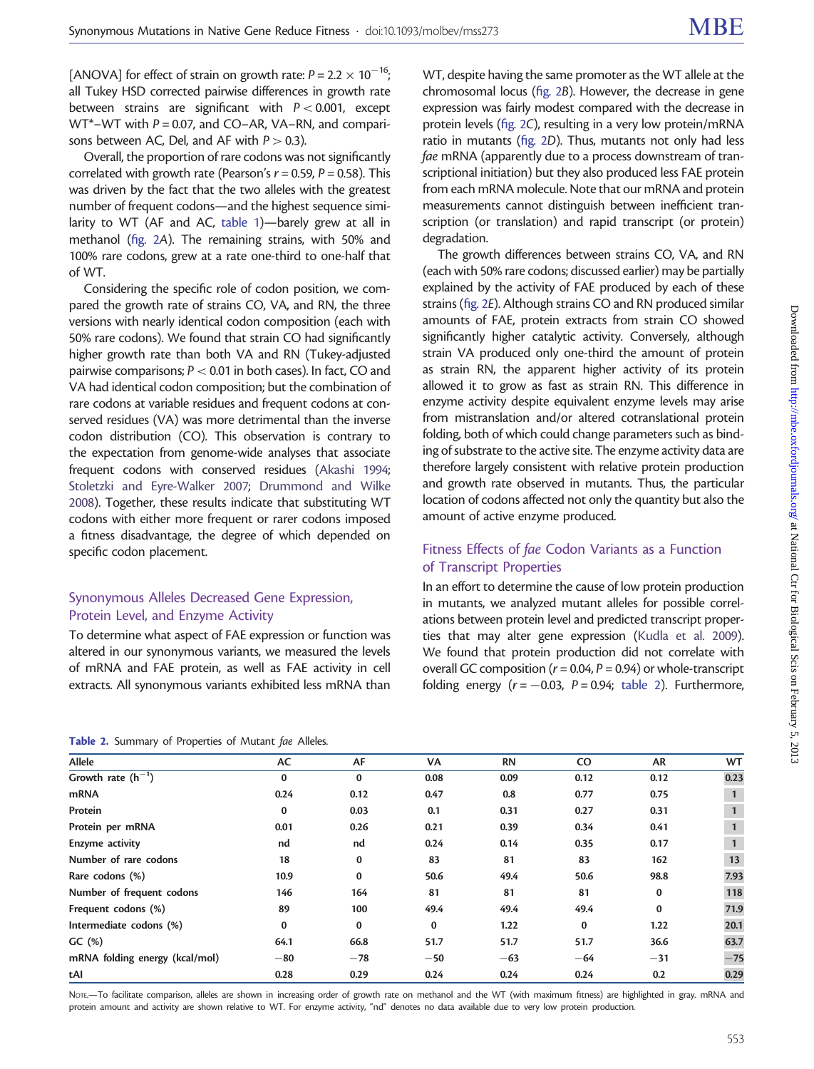[ANOVA] for effect of strain on growth rate: $P = 2.2 \times 10^{-16}$; all Tukey HSD corrected pairwise differences in growth rate between strains are significant with $P < 0.001$, except WT*–WT with $P = 0.07$, and CO–AR, VA–RN, and comparisons between AC, Del, and AF with $P > 0.3$).

Overall, the proportion of rare codons was not significantly correlated with growth rate (Pearson's $r = 0.59$, $P = 0.58$). This was driven by the fact that the two alleles with the greatest number of frequent codons—and the highest sequence similarity to WT (AF and AC, table 1)—barely grew at all in methanol (fig. 2A). The remaining strains, with 50% and 100% rare codons, grew at a rate one-third to one-half that of WT.

Considering the specific role of codon position, we compared the growth rate of strains CO, VA, and RN, the three versions with nearly identical codon composition (each with 50% rare codons). We found that strain CO had significantly higher growth rate than both VA and RN (Tukey-adjusted pairwise comparisons; $P < 0.01$ in both cases). In fact, CO and VA had identical codon composition; but the combination of rare codons at variable residues and frequent codons at conserved residues (VA) was more detrimental than the inverse codon distribution (CO). This observation is contrary to the expectation from genome-wide analyses that associate frequent codons with conserved residues (Akashi 1994; Stoletzki and Eyre-Walker 2007; Drummond and Wilke 2008). Together, these results indicate that substituting WT codons with either more frequent or rarer codons imposed a fitness disadvantage, the degree of which depended on specific codon placement.

## Synonymous Alleles Decreased Gene Expression, Protein Level, and Enzyme Activity

To determine what aspect of FAE expression or function was altered in our synonymous variants, we measured the levels of mRNA and FAE protein, as well as FAE activity in cell extracts. All synonymous variants exhibited less mRNA than WT, despite having the same promoter as the WT allele at the chromosomal locus (fig. 2B). However, the decrease in gene expression was fairly modest compared with the decrease in protein levels (fig. 2C), resulting in a very low protein/mRNA ratio in mutants (fig. 2D). Thus, mutants not only had less *fae* mRNA (apparently due to a process downstream of transcriptional initiation) but they also produced less FAE protein from each mRNA molecule. Note that our mRNA and protein measurements cannot distinguish between inefficient transcription (or translation) and rapid transcript (or protein) degradation.

The growth differences between strains CO, VA, and RN (each with 50% rare codons; discussed earlier) may be partially explained by the activity of FAE produced by each of these strains (fig. 2E). Although strains CO and RN produced similar amounts of FAE, protein extracts from strain CO showed significantly higher catalytic activity. Conversely, although strain VA produced only one-third the amount of protein as strain RN, the apparent higher activity of its protein allowed it to grow as fast as strain RN. This difference in enzyme activity despite equivalent enzyme levels may arise from mistranslation and/or altered cotranslational protein folding, both of which could change parameters such as binding of substrate to the active site. The enzyme activity data are therefore largely consistent with relative protein production and growth rate observed in mutants. Thus, the particular location of codons affected not only the quantity but also the amount of active enzyme produced.

## Fitness Effects of *fae* Codon Variants as a Function of Transcript Properties

In an effort to determine the cause of low protein production in mutants, we analyzed mutant alleles for possible correlations between protein level and predicted transcript properties that may alter gene expression (Kudla et al. 2009). We found that protein production did not correlate with overall GC composition ($r = 0.04$, $P = 0.94$) or whole-transcript folding energy ($r = -0.03$, $P = 0.94$; table 2). Furthermore,

**Table 2.** Summary of Properties of Mutant *fae* Alleles.

| Allele | AC | AF | VA | RN | CO | AR | WT |
|---|---|---|---|---|---|---|---|
| Growth rate ($h^{-1}$) | 0 | 0 | 0.08 | 0.09 | 0.12 | 0.12 | 0.23 |
| mRNA | 0.24 | 0.12 | 0.47 | 0.8 | 0.77 | 0.75 | 1 |
| Protein | 0 | 0.03 | 0.1 | 0.31 | 0.27 | 0.31 | 1 |
| Protein per mRNA | 0.01 | 0.26 | 0.21 | 0.39 | 0.34 | 0.41 | 1 |
| Enzyme activity | nd | nd | 0.24 | 0.14 | 0.35 | 0.17 | 1 |
| Number of rare codons | 18 | 0 | 83 | 81 | 83 | 162 | 13 |
| Rare codons (%) | 10.9 | 0 | 50.6 | 49.4 | 50.6 | 98.8 | 7.93 |
| Number of frequent codons | 146 | 164 | 81 | 81 | 81 | 0 | 118 |
| Frequent codons (%) | 89 | 100 | 49.4 | 49.4 | 49.4 | 0 | 71.9 |
| Intermediate codons (%) | 0 | 0 | 0 | 1.22 | 0 | 1.22 | 20.1 |
| GC (%) | 64.1 | 66.8 | 51.7 | 51.7 | 51.7 | 36.6 | 63.7 |
| mRNA folding energy (kcal/mol) | −80 | −78 | −50 | −63 | −64 | −31 | −75 |
| tAI | 0.28 | 0.29 | 0.24 | 0.24 | 0.24 | 0.2 | 0.29 |

NOTE.—To facilitate comparison, alleles are shown in increasing order of growth rate on methanol and the WT (with maximum fitness) are highlighted in gray. mRNA and protein amount and activity are shown relative to WT. For enzyme activity, "nd" denotes no data available due to very low protein production.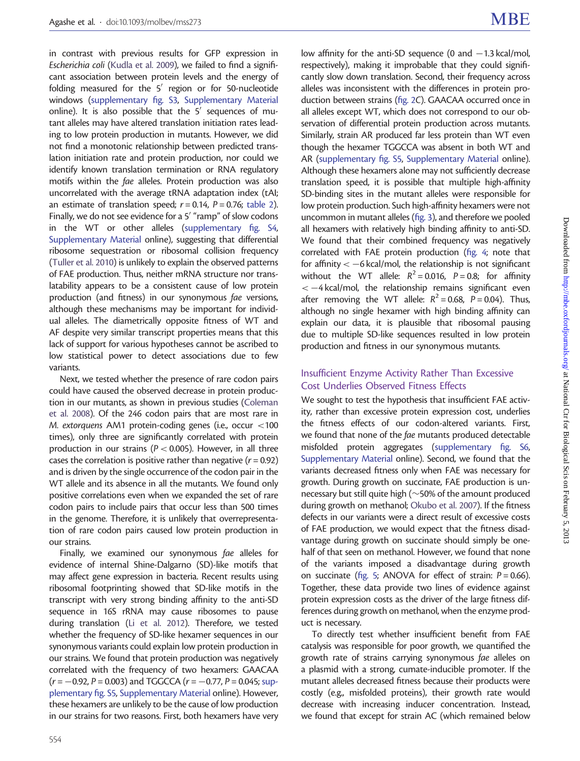in contrast with previous results for GFP expression in *Escherichia coli* (Kudla et al. 2009), we failed to find a significant association between protein levels and the energy of folding measured for the 5′ region or for 50-nucleotide windows (supplementary fig. S3, Supplementary Material online). It is also possible that the 5′ sequences of mutant alleles may have altered translation initiation rates leading to low protein production in mutants. However, we did not find a monotonic relationship between predicted translation initiation rate and protein production, nor could we identify known translation termination or RNA regulatory motifs within the *fae* alleles. Protein production was also uncorrelated with the average tRNA adaptation index (tAI; an estimate of translation speed; $r = 0.14$, $P = 0.76$; table 2). Finally, we do not see evidence for a 5′ "ramp" of slow codons in the WT or other alleles (supplementary fig. S4, Supplementary Material online), suggesting that differential ribosome sequestration or ribosomal collision frequency (Tuller et al. 2010) is unlikely to explain the observed patterns of FAE production. Thus, neither mRNA structure nor translatability appears to be a consistent cause of low protein production (and fitness) in our synonymous *fae* versions, although these mechanisms may be important for individual alleles. The diametrically opposite fitness of WT and AF despite very similar transcript properties means that this lack of support for various hypotheses cannot be ascribed to low statistical power to detect associations due to few variants.

Next, we tested whether the presence of rare codon pairs could have caused the observed decrease in protein production in our mutants, as shown in previous studies (Coleman et al. 2008). Of the 246 codon pairs that are most rare in *M. extorquens* AM1 protein-coding genes (i.e., occur <100 times), only three are significantly correlated with protein production in our strains ($P < 0.005$). However, in all three cases the correlation is positive rather than negative ($r = 0.92$) and is driven by the single occurrence of the codon pair in the WT allele and its absence in all the mutants. We found only positive correlations even when we expanded the set of rare codon pairs to include pairs that occur less than 500 times in the genome. Therefore, it is unlikely that overrepresentation of rare codon pairs caused low protein production in our strains.

Finally, we examined our synonymous *fae* alleles for evidence of internal Shine-Dalgarno (SD)-like motifs that may affect gene expression in bacteria. Recent results using ribosomal footprinting showed that SD-like motifs in the transcript with very strong binding affinity to the anti-SD sequence in 16S rRNA may cause ribosomes to pause during translation (Li et al. 2012). Therefore, we tested whether the frequency of SD-like hexamer sequences in our synonymous variants could explain low protein production in our strains. We found that protein production was negatively correlated with the frequency of two hexamers: GAACAA ($r = -0.92$, $P = 0.003$) and TGGCCA ($r = -0.77$, $P = 0.045$; supplementary fig. S5, Supplementary Material online). However, these hexamers are unlikely to be the cause of low production in our strains for two reasons. First, both hexamers have very low affinity for the anti-SD sequence (0 and −1.3 kcal/mol, respectively), making it improbable that they could significantly slow down translation. Second, their frequency across alleles was inconsistent with the differences in protein production between strains (fig. 2C). GAACAA occurred once in all alleles except WT, which does not correspond to our observation of differential protein production across mutants. Similarly, strain AR produced far less protein than WT even though the hexamer TGGCCA was absent in both WT and AR (supplementary fig. S5, Supplementary Material online). Although these hexamers alone may not sufficiently decrease translation speed, it is possible that multiple high-affinity SD-binding sites in the mutant alleles were responsible for low protein production. Such high-affinity hexamers were not uncommon in mutant alleles (fig. 3), and therefore we pooled all hexamers with relatively high binding affinity to anti-SD. We found that their combined frequency was negatively correlated with FAE protein production (fig. 4; note that for affinity < −6 kcal/mol, the relationship is not significant without the WT allele: $R^2 = 0.016$, $P = 0.8$; for affinity < −4 kcal/mol, the relationship remains significant even after removing the WT allele: $R^2 = 0.68$, $P = 0.04$). Thus, although no single hexamer with high binding affinity can explain our data, it is plausible that ribosomal pausing due to multiple SD-like sequences resulted in low protein production and fitness in our synonymous mutants.

## Insufficient Enzyme Activity Rather Than Excessive Cost Underlies Observed Fitness Effects

We sought to test the hypothesis that insufficient FAE activity, rather than excessive protein expression cost, underlies the fitness effects of our codon-altered variants. First, we found that none of the *fae* mutants produced detectable misfolded protein aggregates (supplementary fig. S6, Supplementary Material online). Second, we found that the variants decreased fitness only when FAE was necessary for growth. During growth on succinate, FAE production is unnecessary but still quite high (~50% of the amount produced during growth on methanol; Okubo et al. 2007). If the fitness defects in our variants were a direct result of excessive costs of FAE production, we would expect that the fitness disadvantage during growth on succinate should simply be one-half of that seen on methanol. However, we found that none of the variants imposed a disadvantage during growth on succinate (fig. 5; ANOVA for effect of strain: $P = 0.66$). Together, these data provide two lines of evidence against protein expression costs as the driver of the large fitness differences during growth on methanol, when the enzyme product is necessary.

To directly test whether insufficient benefit from FAE catalysis was responsible for poor growth, we quantified the growth rate of strains carrying synonymous *fae* alleles on a plasmid with a strong, cumate-inducible promoter. If the mutant alleles decreased fitness because their products were costly (e.g., misfolded proteins), their growth rate would decrease with increasing inducer concentration. Instead, we found that except for strain AC (which remained below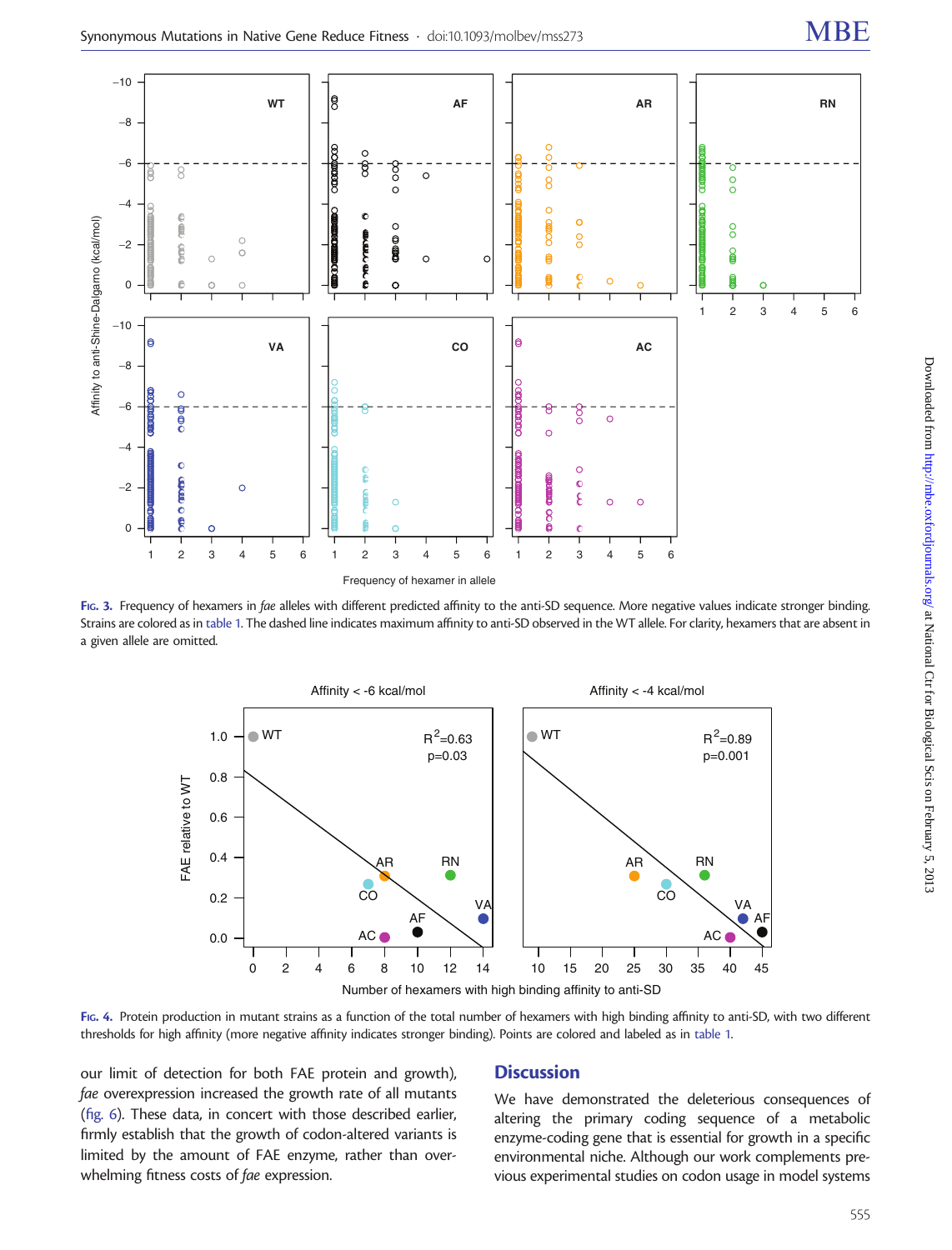**Fig. 3.** Frequency of hexamers in *fae* alleles with different predicted affinity to the anti-SD sequence. More negative values indicate stronger binding. Strains are colored as in table 1. The dashed line indicates maximum affinity to anti-SD observed in the WT allele. For clarity, hexamers that are absent in a given allele are omitted.

**Fig. 4.** Protein production in mutant strains as a function of the total number of hexamers with high binding affinity to anti-SD, with two different thresholds for high affinity (more negative affinity indicates stronger binding). Points are colored and labeled as in table 1.

our limit of detection for both FAE protein and growth), *fae* overexpression increased the growth rate of all mutants (fig. 6). These data, in concert with those described earlier, firmly establish that the growth of codon-altered variants is limited by the amount of FAE enzyme, rather than overwhelming fitness costs of *fae* expression.

## Discussion

We have demonstrated the deleterious consequences of altering the primary coding sequence of a metabolic enzyme-coding gene that is essential for growth in a specific environmental niche. Although our work complements previous experimental studies on codon usage in model systems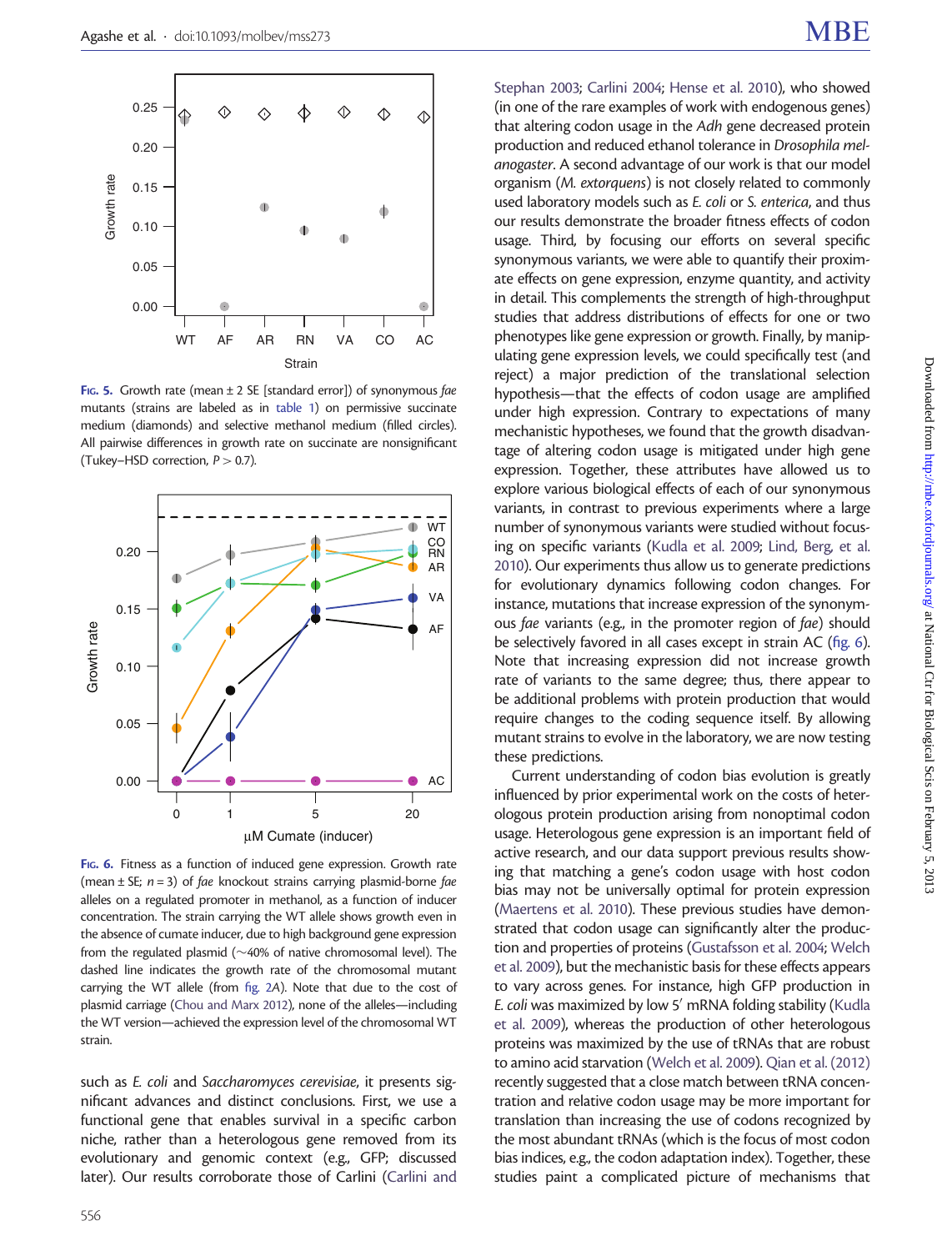0.25
0.20
0.15
0.10
0.05
0.00
Growth rate
WT AF AR RN VA CO AC
Strain

FIG. 5. Growth rate (mean ± 2 SE [standard error]) of synonymous *fae* mutants (strains are labeled as in table 1) on permissive succinate medium (diamonds) and selective methanol medium (filled circles). All pairwise differences in growth rate on succinate are nonsignificant (Tukey–HSD correction, $P > 0.7$).

0.20
0.15
0.10
0.05
0.00
Growth rate
WT
CO
RN
AR
VA
AF
AC
0 1 5 20
μM Cumate (inducer)

FIG. 6. Fitness as a function of induced gene expression. Growth rate (mean ± SE; $n = 3$) of *fae* knockout strains carrying plasmid-borne *fae* alleles on a regulated promoter in methanol, as a function of inducer concentration. The strain carrying the WT allele shows growth even in the absence of cumate inducer, due to high background gene expression from the regulated plasmid (~40% of native chromosomal level). The dashed line indicates the growth rate of the chromosomal mutant carrying the WT allele (from fig. 2A). Note that due to the cost of plasmid carriage (Chou and Marx 2012), none of the alleles—including the WT version—achieved the expression level of the chromosomal WT strain.

such as *E. coli* and *Saccharomyces cerevisiae*, it presents significant advances and distinct conclusions. First, we use a functional gene that enables survival in a specific carbon niche, rather than a heterologous gene removed from its evolutionary and genomic context (e.g., GFP; discussed later). Our results corroborate those of Carlini (Carlini and Stephan 2003; Carlini 2004; Hense et al. 2010), who showed (in one of the rare examples of work with endogenous genes) that altering codon usage in the *Adh* gene decreased protein production and reduced ethanol tolerance in *Drosophila melanogaster*. A second advantage of our work is that our model organism (*M. extorquens*) is not closely related to commonly used laboratory models such as *E. coli* or *S. enterica*, and thus our results demonstrate the broader fitness effects of codon usage. Third, by focusing our efforts on several specific synonymous variants, we were able to quantify their proximate effects on gene expression, enzyme quantity, and activity in detail. This complements the strength of high-throughput studies that address distributions of effects for one or two phenotypes like gene expression or growth. Finally, by manipulating gene expression levels, we could specifically test (and reject) a major prediction of the translational selection hypothesis—that the effects of codon usage are amplified under high expression. Contrary to expectations of many mechanistic hypotheses, we found that the growth disadvantage of altering codon usage is mitigated under high gene expression. Together, these attributes have allowed us to explore various biological effects of each of our synonymous variants, in contrast to previous experiments where a large number of synonymous variants were studied without focusing on specific variants (Kudla et al. 2009; Lind, Berg, et al. 2010). Our experiments thus allow us to generate predictions for evolutionary dynamics following codon changes. For instance, mutations that increase expression of the synonymous *fae* variants (e.g., in the promoter region of *fae*) should be selectively favored in all cases except in strain AC (fig. 6). Note that increasing expression did not increase growth rate of variants to the same degree; thus, there appear to be additional problems with protein production that would require changes to the coding sequence itself. By allowing mutant strains to evolve in the laboratory, we are now testing these predictions.

Current understanding of codon bias evolution is greatly influenced by prior experimental work on the costs of heterologous protein production arising from nonoptimal codon usage. Heterologous gene expression is an important field of active research, and our data support previous results showing that matching a gene's codon usage with host codon bias may not be universally optimal for protein expression (Maertens et al. 2010). These previous studies have demonstrated that codon usage can significantly alter the production and properties of proteins (Gustafsson et al. 2004; Welch et al. 2009), but the mechanistic basis for these effects appears to vary across genes. For instance, high GFP production in *E. coli* was maximized by low 5′ mRNA folding stability (Kudla et al. 2009), whereas the production of other heterologous proteins was maximized by the use of tRNAs that are robust to amino acid starvation (Welch et al. 2009). Qian et al. (2012) recently suggested that a close match between tRNA concentration and relative codon usage may be more important for translation than increasing the use of codons recognized by the most abundant tRNAs (which is the focus of most codon bias indices, e.g., the codon adaptation index). Together, these studies paint a complicated picture of mechanisms that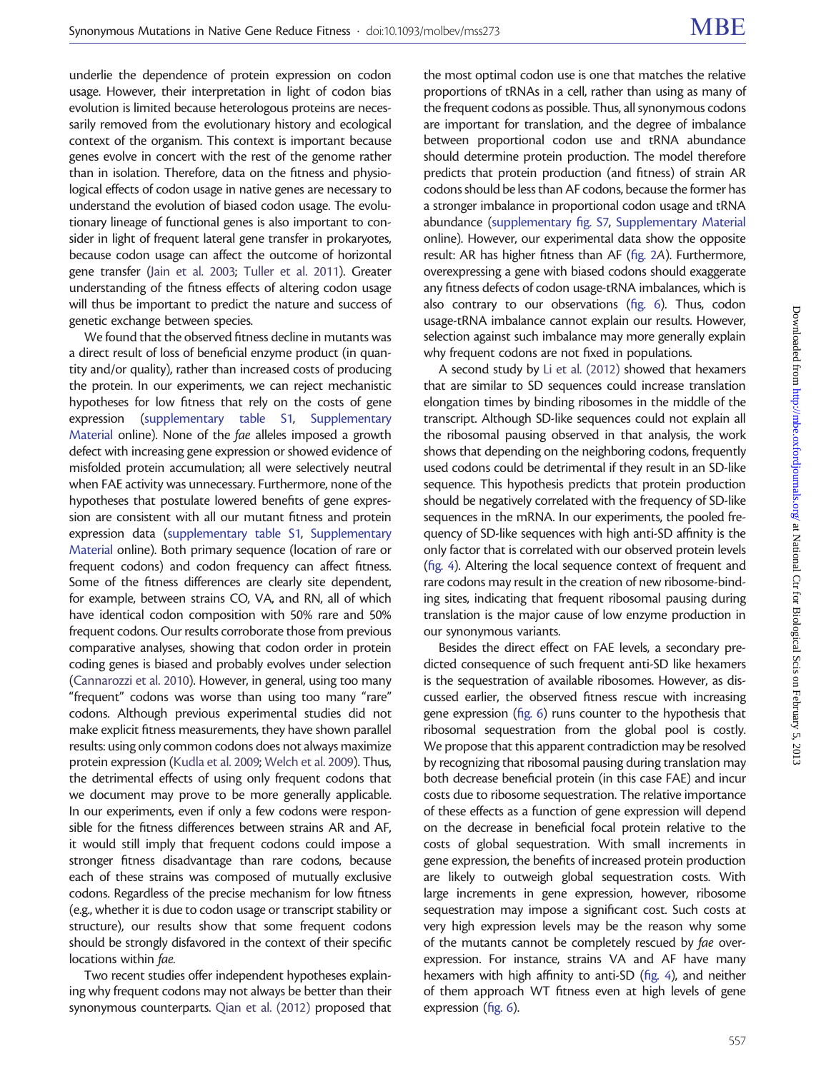underlie the dependence of protein expression on codon usage. However, their interpretation in light of codon bias evolution is limited because heterologous proteins are necessarily removed from the evolutionary history and ecological context of the organism. This context is important because genes evolve in concert with the rest of the genome rather than in isolation. Therefore, data on the fitness and physiological effects of codon usage in native genes are necessary to understand the evolution of biased codon usage. The evolutionary lineage of functional genes is also important to consider in light of frequent lateral gene transfer in prokaryotes, because codon usage can affect the outcome of horizontal gene transfer (Jain et al. 2003; Tuller et al. 2011). Greater understanding of the fitness effects of altering codon usage will thus be important to predict the nature and success of genetic exchange between species.

We found that the observed fitness decline in mutants was a direct result of loss of beneficial enzyme product (in quantity and/or quality), rather than increased costs of producing the protein. In our experiments, we can reject mechanistic hypotheses for low fitness that rely on the costs of gene expression (supplementary table S1, Supplementary Material online). None of the *fae* alleles imposed a growth defect with increasing gene expression or showed evidence of misfolded protein accumulation; all were selectively neutral when FAE activity was unnecessary. Furthermore, none of the hypotheses that postulate lowered benefits of gene expression are consistent with all our mutant fitness and protein expression data (supplementary table S1, Supplementary Material online). Both primary sequence (location of rare or frequent codons) and codon frequency can affect fitness. Some of the fitness differences are clearly site dependent, for example, between strains CO, VA, and RN, all of which have identical codon composition with 50% rare and 50% frequent codons. Our results corroborate those from previous comparative analyses, showing that codon order in protein coding genes is biased and probably evolves under selection (Cannarozzi et al. 2010). However, in general, using too many "frequent" codons was worse than using too many "rare" codons. Although previous experimental studies did not make explicit fitness measurements, they have shown parallel results: using only common codons does not always maximize protein expression (Kudla et al. 2009; Welch et al. 2009). Thus, the detrimental effects of using only frequent codons that we document may prove to be more generally applicable. In our experiments, even if only a few codons were responsible for the fitness differences between strains AR and AF, it would still imply that frequent codons could impose a stronger fitness disadvantage than rare codons, because each of these strains was composed of mutually exclusive codons. Regardless of the precise mechanism for low fitness (e.g., whether it is due to codon usage or transcript stability or structure), our results show that some frequent codons should be strongly disfavored in the context of their specific locations within *fae*.

Two recent studies offer independent hypotheses explaining why frequent codons may not always be better than their synonymous counterparts. Qian et al. (2012) proposed that the most optimal codon use is one that matches the relative proportions of tRNAs in a cell, rather than using as many of the frequent codons as possible. Thus, all synonymous codons are important for translation, and the degree of imbalance between proportional codon use and tRNA abundance should determine protein production. The model therefore predicts that protein production (and fitness) of strain AR codons should be less than AF codons, because the former has a stronger imbalance in proportional codon usage and tRNA abundance (supplementary fig. S7, Supplementary Material online). However, our experimental data show the opposite result: AR has higher fitness than AF (fig. 2A). Furthermore, overexpressing a gene with biased codons should exaggerate any fitness defects of codon usage-tRNA imbalances, which is also contrary to our observations (fig. 6). Thus, codon usage-tRNA imbalance cannot explain our results. However, selection against such imbalance may more generally explain why frequent codons are not fixed in populations.

A second study by Li et al. (2012) showed that hexamers that are similar to SD sequences could increase translation elongation times by binding ribosomes in the middle of the transcript. Although SD-like sequences could not explain all the ribosomal pausing observed in that analysis, the work shows that depending on the neighboring codons, frequently used codons could be detrimental if they result in an SD-like sequence. This hypothesis predicts that protein production should be negatively correlated with the frequency of SD-like sequences in the mRNA. In our experiments, the pooled frequency of SD-like sequences with high anti-SD affinity is the only factor that is correlated with our observed protein levels (fig. 4). Altering the local sequence context of frequent and rare codons may result in the creation of new ribosome-binding sites, indicating that frequent ribosomal pausing during translation is the major cause of low enzyme production in our synonymous variants.

Besides the direct effect on FAE levels, a secondary predicted consequence of such frequent anti-SD like hexamers is the sequestration of available ribosomes. However, as discussed earlier, the observed fitness rescue with increasing gene expression (fig. 6) runs counter to the hypothesis that ribosomal sequestration from the global pool is costly. We propose that this apparent contradiction may be resolved by recognizing that ribosomal pausing during translation may both decrease beneficial protein (in this case FAE) and incur costs due to ribosome sequestration. The relative importance of these effects as a function of gene expression will depend on the decrease in beneficial focal protein relative to the costs of global sequestration. With small increments in gene expression, the benefits of increased protein production are likely to outweigh global sequestration costs. With large increments in gene expression, however, ribosome sequestration may impose a significant cost. Such costs at very high expression levels may be the reason why some of the mutants cannot be completely rescued by *fae* overexpression. For instance, strains VA and AF have many hexamers with high affinity to anti-SD (fig. 4), and neither of them approach WT fitness even at high levels of gene expression (fig. 6).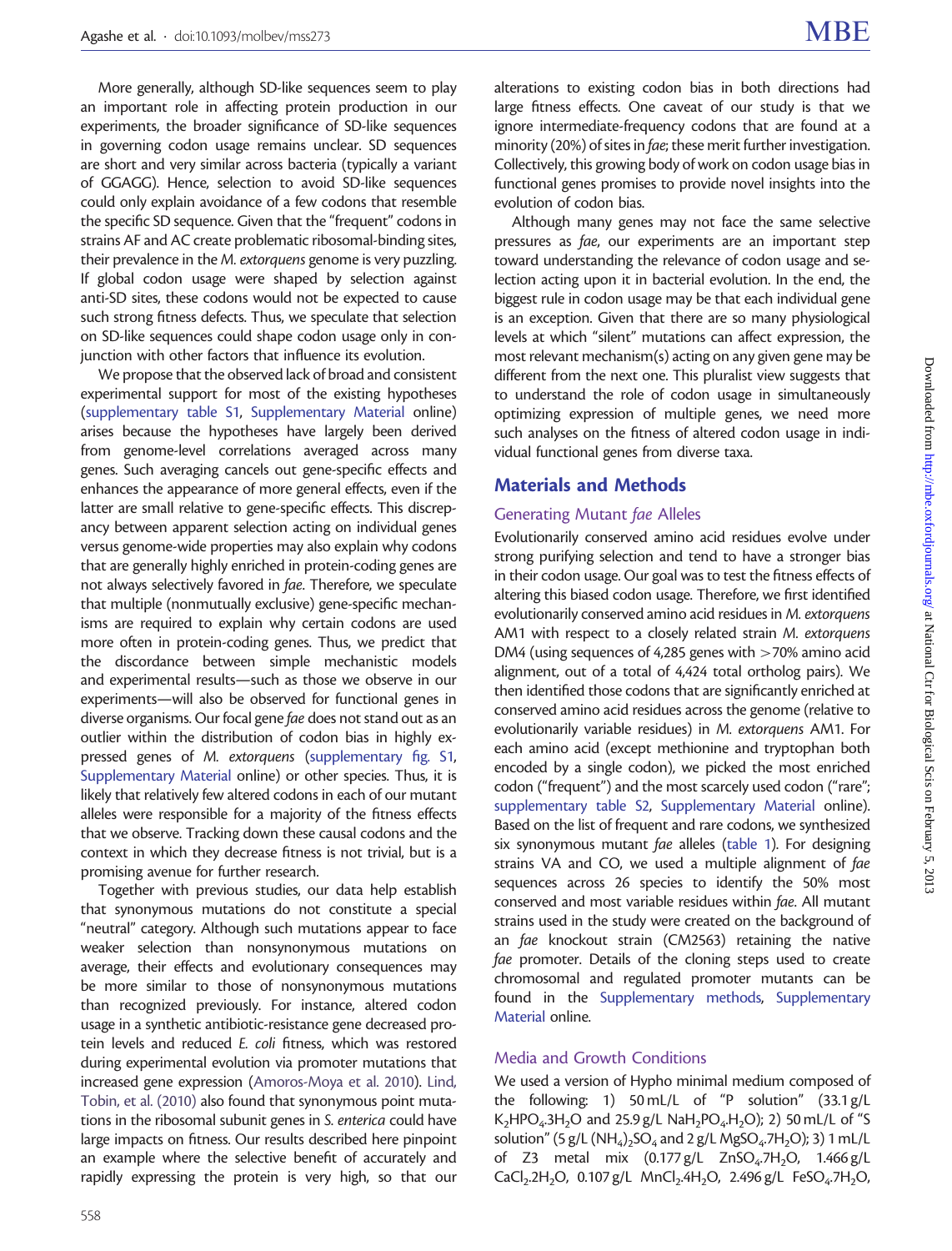More generally, although SD-like sequences seem to play an important role in affecting protein production in our experiments, the broader significance of SD-like sequences in governing codon usage remains unclear. SD sequences are short and very similar across bacteria (typically a variant of GGAGG). Hence, selection to avoid SD-like sequences could only explain avoidance of a few codons that resemble the specific SD sequence. Given that the "frequent" codons in strains AF and AC create problematic ribosomal-binding sites, their prevalence in the *M. extorquens* genome is very puzzling. If global codon usage were shaped by selection against anti-SD sites, these codons would not be expected to cause such strong fitness defects. Thus, we speculate that selection on SD-like sequences could shape codon usage only in conjunction with other factors that influence its evolution.

We propose that the observed lack of broad and consistent experimental support for most of the existing hypotheses (supplementary table S1, Supplementary Material online) arises because the hypotheses have largely been derived from genome-level correlations averaged across many genes. Such averaging cancels out gene-specific effects and enhances the appearance of more general effects, even if the latter are small relative to gene-specific effects. This discrepancy between apparent selection acting on individual genes versus genome-wide properties may also explain why codons that are generally highly enriched in protein-coding genes are not always selectively favored in *fae*. Therefore, we speculate that multiple (nonmutually exclusive) gene-specific mechanisms are required to explain why certain codons are used more often in protein-coding genes. Thus, we predict that the discordance between simple mechanistic models and experimental results—such as those we observe in our experiments—will also be observed for functional genes in diverse organisms. Our focal gene *fae* does not stand out as an outlier within the distribution of codon bias in highly expressed genes of *M. extorquens* (supplementary fig. S1, Supplementary Material online) or other species. Thus, it is likely that relatively few altered codons in each of our mutant alleles were responsible for a majority of the fitness effects that we observe. Tracking down these causal codons and the context in which they decrease fitness is not trivial, but is a promising avenue for further research.

Together with previous studies, our data help establish that synonymous mutations do not constitute a special "neutral" category. Although such mutations appear to face weaker selection than nonsynonymous mutations on average, their effects and evolutionary consequences may be more similar to those of nonsynonymous mutations than recognized previously. For instance, altered codon usage in a synthetic antibiotic-resistance gene decreased protein levels and reduced *E. coli* fitness, which was restored during experimental evolution via promoter mutations that increased gene expression (Amoros-Moya et al. 2010). Lind, Tobin, et al. (2010) also found that synonymous point mutations in the ribosomal subunit genes in *S. enterica* could have large impacts on fitness. Our results described here pinpoint an example where the selective benefit of accurately and rapidly expressing the protein is very high, so that our alterations to existing codon bias in both directions had large fitness effects. One caveat of our study is that we ignore intermediate-frequency codons that are found at a minority (20%) of sites in *fae*; these merit further investigation. Collectively, this growing body of work on codon usage bias in functional genes promises to provide novel insights into the evolution of codon bias.

Although many genes may not face the same selective pressures as *fae*, our experiments are an important step toward understanding the relevance of codon usage and selection acting upon it in bacterial evolution. In the end, the biggest rule in codon usage may be that each individual gene is an exception. Given that there are so many physiological levels at which "silent" mutations can affect expression, the most relevant mechanism(s) acting on any given gene may be different from the next one. This pluralist view suggests that to understand the role of codon usage in simultaneously optimizing expression of multiple genes, we need more such analyses on the fitness of altered codon usage in individual functional genes from diverse taxa.

## Materials and Methods

### Generating Mutant *fae* Alleles

Evolutionarily conserved amino acid residues evolve under strong purifying selection and tend to have a stronger bias in their codon usage. Our goal was to test the fitness effects of altering this biased codon usage. Therefore, we first identified evolutionarily conserved amino acid residues in *M. extorquens* AM1 with respect to a closely related strain *M. extorquens* DM4 (using sequences of 4,285 genes with >70% amino acid alignment, out of a total of 4,424 total ortholog pairs). We then identified those codons that are significantly enriched at conserved amino acid residues across the genome (relative to evolutionarily variable residues) in *M. extorquens* AM1. For each amino acid (except methionine and tryptophan both encoded by a single codon), we picked the most enriched codon ("frequent") and the most scarcely used codon ("rare"; supplementary table S2, Supplementary Material online). Based on the list of frequent and rare codons, we synthesized six synonymous mutant *fae* alleles (table 1). For designing strains VA and CO, we used a multiple alignment of *fae* sequences across 26 species to identify the 50% most conserved and most variable residues within *fae*. All mutant strains used in the study were created on the background of an *fae* knockout strain (CM2563) retaining the native *fae* promoter. Details of the cloning steps used to create chromosomal and regulated promoter mutants can be found in the Supplementary methods, Supplementary Material online.

### Media and Growth Conditions

We used a version of Hypho minimal medium composed of the following: 1) 50 mL/L of "P solution" (33.1 g/L $K_2HPO_4.3H_2O$ and 25.9 g/L $NaH_2PO_4.H_2O$); 2) 50 mL/L of "S solution" (5 g/L $(NH_4)_2SO_4$ and 2 g/L $MgSO_4.7H_2O$); 3) 1 mL/L of Z3 metal mix (0.177 g/L $ZnSO_4.7H_2O$, 1.466 g/L $CaCl_2.2H_2O$, 0.107 g/L $MnCl_2.4H_2O$, 2.496 g/L $FeSO_4.7H_2O$,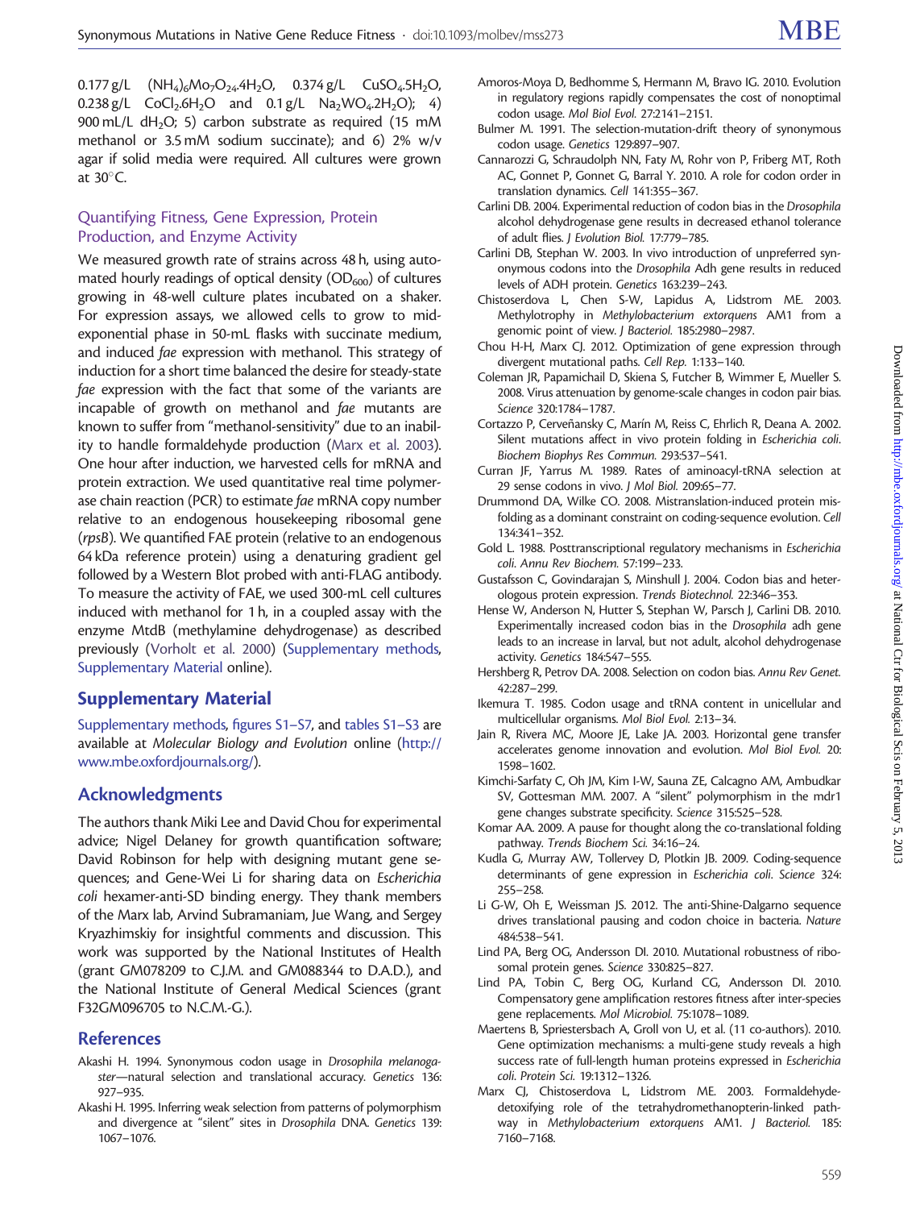0.177 g/L $(NH_4)_6Mo_7O_{24}.4H_2O$, 0.374 g/L $CuSO_4.5H_2O$, 0.238 g/L $CoCl_2.6H_2O$ and 0.1 g/L $Na_2WO_4.2H_2O$); 4) 900 mL/L $dH_2O$; 5) carbon substrate as required (15 mM methanol or 3.5 mM sodium succinate); and 6) 2% w/v agar if solid media were required. All cultures were grown at 30°C.

### Quantifying Fitness, Gene Expression, Protein Production, and Enzyme Activity

We measured growth rate of strains across 48 h, using automated hourly readings of optical density ($OD_{600}$) of cultures growing in 48-well culture plates incubated on a shaker. For expression assays, we allowed cells to grow to mid-exponential phase in 50-mL flasks with succinate medium, and induced *fae* expression with methanol. This strategy of induction for a short time balanced the desire for steady-state *fae* expression with the fact that some of the variants are incapable of growth on methanol and *fae* mutants are known to suffer from "methanol-sensitivity" due to an inability to handle formaldehyde production (Marx et al. 2003). One hour after induction, we harvested cells for mRNA and protein extraction. We used quantitative real time polymerase chain reaction (PCR) to estimate *fae* mRNA copy number relative to an endogenous housekeeping ribosomal gene (*rpsB*). We quantified FAE protein (relative to an endogenous 64 kDa reference protein) using a denaturing gradient gel followed by a Western Blot probed with anti-FLAG antibody. To measure the activity of FAE, we used 300-mL cell cultures induced with methanol for 1 h, in a coupled assay with the enzyme MtdB (methylamine dehydrogenase) as described previously (Vorholt et al. 2000) (Supplementary methods, Supplementary Material online).

## Supplementary Material

Supplementary methods, figures S1–S7, and tables S1–S3 are available at *Molecular Biology and Evolution* online (http://www.mbe.oxfordjournals.org/).

## Acknowledgments

The authors thank Miki Lee and David Chou for experimental advice; Nigel Delaney for growth quantification software; David Robinson for help with designing mutant gene sequences; and Gene-Wei Li for sharing data on *Escherichia coli* hexamer-anti-SD binding energy. They thank members of the Marx lab, Arvind Subramaniam, Jue Wang, and Sergey Kryazhimskiy for insightful comments and discussion. This work was supported by the National Institutes of Health (grant GM078209 to C.J.M. and GM088344 to D.A.D.), and the National Institute of General Medical Sciences (grant F32GM096705 to N.C.M.-G.).

## References

Akashi H. 1994. Synonymous codon usage in *Drosophila melanogaster*—natural selection and translational accuracy. *Genetics* 136: 927–935.

Akashi H. 1995. Inferring weak selection from patterns of polymorphism and divergence at "silent" sites in *Drosophila* DNA. *Genetics* 139: 1067–1076.

Amoros-Moya D, Bedhomme S, Hermann M, Bravo IG. 2010. Evolution in regulatory regions rapidly compensates the cost of nonoptimal codon usage. *Mol Biol Evol.* 27:2141–2151.

Bulmer M. 1991. The selection-mutation-drift theory of synonymous codon usage. *Genetics* 129:897–907.

Cannarozzi G, Schraudolph NN, Faty M, Rohr von P, Friberg MT, Roth AC, Gonnet P, Gonnet G, Barral Y. 2010. A role for codon order in translation dynamics. *Cell* 141:355–367.

Carlini DB. 2004. Experimental reduction of codon bias in the *Drosophila* alcohol dehydrogenase gene results in decreased ethanol tolerance of adult flies. *J Evolution Biol.* 17:779–785.

Carlini DB, Stephan W. 2003. In vivo introduction of unpreferred synonymous codons into the *Drosophila* Adh gene results in reduced levels of ADH protein. *Genetics* 163:239–243.

Chistoserdova L, Chen S-W, Lapidus A, Lidstrom ME. 2003. Methylotrophy in *Methylobacterium extorquens* AM1 from a genomic point of view. *J Bacteriol.* 185:2980–2987.

Chou H-H, Marx CJ. 2012. Optimization of gene expression through divergent mutational paths. *Cell Rep.* 1:133–140.

Coleman JR, Papamichail D, Skiena S, Futcher B, Wimmer E, Mueller S. 2008. Virus attenuation by genome-scale changes in codon pair bias. *Science* 320:1784–1787.

Cortazzo P, Cerveñansky C, Marín M, Reiss C, Ehrlich R, Deana A. 2002. Silent mutations affect in vivo protein folding in *Escherichia coli*. *Biochem Biophys Res Commun.* 293:537–541.

Curran JF, Yarrus M. 1989. Rates of aminoacyl-tRNA selection at 29 sense codons in vivo. *J Mol Biol.* 209:65–77.

Drummond DA, Wilke CO. 2008. Mistranslation-induced protein misfolding as a dominant constraint on coding-sequence evolution. *Cell* 134:341–352.

Gold L. 1988. Posttranscriptional regulatory mechanisms in *Escherichia coli*. *Annu Rev Biochem.* 57:199–233.

Gustafsson C, Govindarajan S, Minshull J. 2004. Codon bias and heterologous protein expression. *Trends Biotechnol.* 22:346–353.

Hense W, Anderson N, Hutter S, Stephan W, Parsch J, Carlini DB. 2010. Experimentally increased codon bias in the *Drosophila* adh gene leads to an increase in larval, but not adult, alcohol dehydrogenase activity. *Genetics* 184:547–555.

Hershberg R, Petrov DA. 2008. Selection on codon bias. *Annu Rev Genet.* 42:287–299.

Ikemura T. 1985. Codon usage and tRNA content in unicellular and multicellular organisms. *Mol Biol Evol.* 2:13–34.

Jain R, Rivera MC, Moore JE, Lake JA. 2003. Horizontal gene transfer accelerates genome innovation and evolution. *Mol Biol Evol.* 20: 1598–1602.

Kimchi-Sarfaty C, Oh JM, Kim I-W, Sauna ZE, Calcagno AM, Ambudkar SV, Gottesman MM. 2007. A "silent" polymorphism in the mdr1 gene changes substrate specificity. *Science* 315:525–528.

Komar AA. 2009. A pause for thought along the co-translational folding pathway. *Trends Biochem Sci.* 34:16–24.

Kudla G, Murray AW, Tollervey D, Plotkin JB. 2009. Coding-sequence determinants of gene expression in *Escherichia coli*. *Science* 324: 255–258.

Li G-W, Oh E, Weissman JS. 2012. The anti-Shine-Dalgarno sequence drives translational pausing and codon choice in bacteria. *Nature* 484:538–541.

Lind PA, Berg OG, Andersson DI. 2010. Mutational robustness of ribosomal protein genes. *Science* 330:825–827.

Lind PA, Tobin C, Berg OG, Kurland CG, Andersson DI. 2010. Compensatory gene amplification restores fitness after inter-species gene replacements. *Mol Microbiol.* 75:1078–1089.

Maertens B, Spriestersbach A, Groll von U, et al. (11 co-authors). 2010. Gene optimization mechanisms: a multi-gene study reveals a high success rate of full-length human proteins expressed in *Escherichia coli*. *Protein Sci.* 19:1312–1326.

Marx CJ, Chistoserdova L, Lidstrom ME. 2003. Formaldehyde-detoxifying role of the tetrahydromethanopterin-linked pathway in *Methylobacterium extorquens* AM1. *J Bacteriol.* 185: 7160–7168.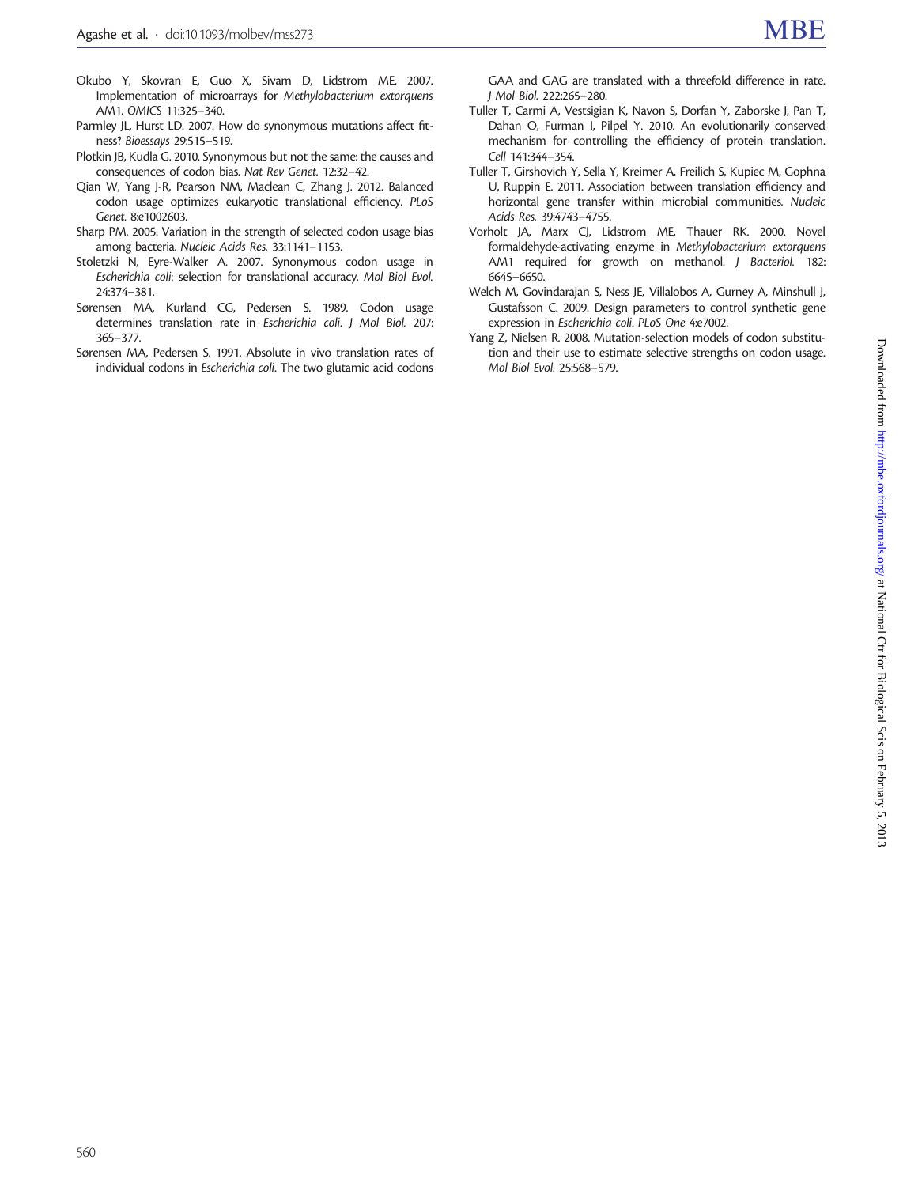Okubo Y, Skovran E, Guo X, Sivam D, Lidstrom ME. 2007. Implementation of microarrays for *Methylobacterium extorquens* AM1. *OMICS* 11:325–340.

Parmley JL, Hurst LD. 2007. How do synonymous mutations affect fitness? *Bioessays* 29:515–519.

Plotkin JB, Kudla G. 2010. Synonymous but not the same: the causes and consequences of codon bias. *Nat Rev Genet.* 12:32–42.

Qian W, Yang J-R, Pearson NM, Maclean C, Zhang J. 2012. Balanced codon usage optimizes eukaryotic translational efficiency. *PLoS Genet.* 8:e1002603.

Sharp PM. 2005. Variation in the strength of selected codon usage bias among bacteria. *Nucleic Acids Res.* 33:1141–1153.

Stoletzki N, Eyre-Walker A. 2007. Synonymous codon usage in *Escherichia coli*: selection for translational accuracy. *Mol Biol Evol.* 24:374–381.

Sørensen MA, Kurland CG, Pedersen S. 1989. Codon usage determines translation rate in *Escherichia coli*. *J Mol Biol.* 207: 365–377.

Sørensen MA, Pedersen S. 1991. Absolute in vivo translation rates of individual codons in *Escherichia coli*. The two glutamic acid codons GAA and GAG are translated with a threefold difference in rate. *J Mol Biol.* 222:265–280.

Tuller T, Carmi A, Vestsigian K, Navon S, Dorfan Y, Zaborske J, Pan T, Dahan O, Furman I, Pilpel Y. 2010. An evolutionarily conserved mechanism for controlling the efficiency of protein translation. *Cell* 141:344–354.

Tuller T, Girshovich Y, Sella Y, Kreimer A, Freilich S, Kupiec M, Gophna U, Ruppin E. 2011. Association between translation efficiency and horizontal gene transfer within microbial communities. *Nucleic Acids Res.* 39:4743–4755.

Vorholt JA, Marx CJ, Lidstrom ME, Thauer RK. 2000. Novel formaldehyde-activating enzyme in *Methylobacterium extorquens* AM1 required for growth on methanol. *J Bacteriol.* 182: 6645–6650.

Welch M, Govindarajan S, Ness JE, Villalobos A, Gurney A, Minshull J, Gustafsson C. 2009. Design parameters to control synthetic gene expression in *Escherichia coli*. *PLoS One* 4:e7002.

Yang Z, Nielsen R. 2008. Mutation-selection models of codon substitution and their use to estimate selective strengths on codon usage. *Mol Biol Evol.* 25:568–579.